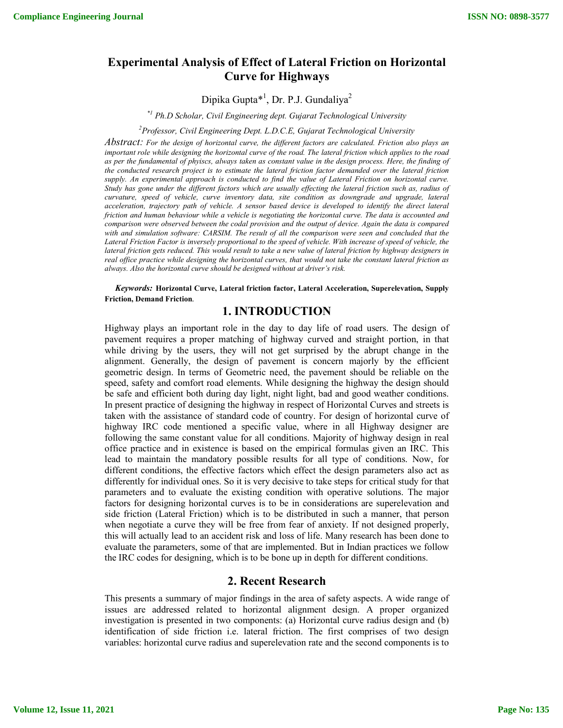# Experimental Analysis of Effect of Lateral Friction on Horizontal Curve for Highways

Dipika Gupta*[1], Dr. P.J. Gundaliya[2]

*[1] Ph.D Scholar, Civil Engineering dept. Gujarat Technological University

[2]Professor, Civil Engineering Dept. L.D.C.E, Gujarat Technological University

*Abstract: For the design of horizontal curve, the different factors are calculated. Friction also plays an important role while designing the horizontal curve of the road. The lateral friction which applies to the road as per the fundamental of phyiscs, always taken as constant value in the design process. Here, the finding of the conducted research project is to estimate the lateral friction factor demanded over the lateral friction supply. An experimental approach is conducted to find the value of Lateral Friction on horizontal curve. Study has gone under the different factors which are usually effecting the lateral friction such as, radius of curvature, speed of vehicle, curve inventory data, site condition as downgrade and upgrade, lateral acceleration, trajectory path of vehicle. A sensor based device is developed to identify the direct lateral friction and human behaviour while a vehicle is negotiating the horizontal curve. The data is accounted and comparison were observed between the codal provision and the output of device. Again the data is compared with and simulation software: CARSIM. The result of all the comparison were seen and concluded that the Lateral Friction Factor is inversely proportional to the speed of vehicle. With increase of speed of vehicle, the lateral friction gets reduced. This would result to take a new value of lateral friction by highway designers in real office practice while designing the horizontal curves, that would not take the constant lateral friction as always. Also the horizontal curve should be designed without at driver's risk.*

***Keywords:*** **Horizontal Curve, Lateral friction factor, Lateral Acceleration, Superelevation, Supply Friction, Demand Friction**.

## 1. INTRODUCTION

Highway plays an important role in the day to day life of road users. The design of pavement requires a proper matching of highway curved and straight portion, in that while driving by the users, they will not get surprised by the abrupt change in the alignment. Generally, the design of pavement is concern majorly by the efficient geometric design. In terms of Geometric need, the pavement should be reliable on the speed, safety and comfort road elements. While designing the highway the design should be safe and efficient both during day light, night light, bad and good weather conditions. In present practice of designing the highway in respect of Horizontal Curves and streets is taken with the assistance of standard code of country. For design of horizontal curve of highway IRC code mentioned a specific value, where in all Highway designer are following the same constant value for all conditions. Majority of highway design in real office practice and in existence is based on the empirical formulas given an IRC. This lead to maintain the mandatory possible results for all type of conditions. Now, for different conditions, the effective factors which effect the design parameters also act as differently for individual ones. So it is very decisive to take steps for critical study for that parameters and to evaluate the existing condition with operative solutions. The major factors for designing horizontal curves is to be in considerations are superelevation and side friction (Lateral Friction) which is to be distributed in such a manner, that person when negotiate a curve they will be free from fear of anxiety. If not designed properly, this will actually lead to an accident risk and loss of life. Many research has been done to evaluate the parameters, some of that are implemented. But in Indian practices we follow the IRC codes for designing, which is to be bone up in depth for different conditions.

## 2. Recent Research

This presents a summary of major findings in the area of safety aspects. A wide range of issues are addressed related to horizontal alignment design. A proper organized investigation is presented in two components: (a) Horizontal curve radius design and (b) identification of side friction i.e. lateral friction. The first comprises of two design variables: horizontal curve radius and superelevation rate and the second components is to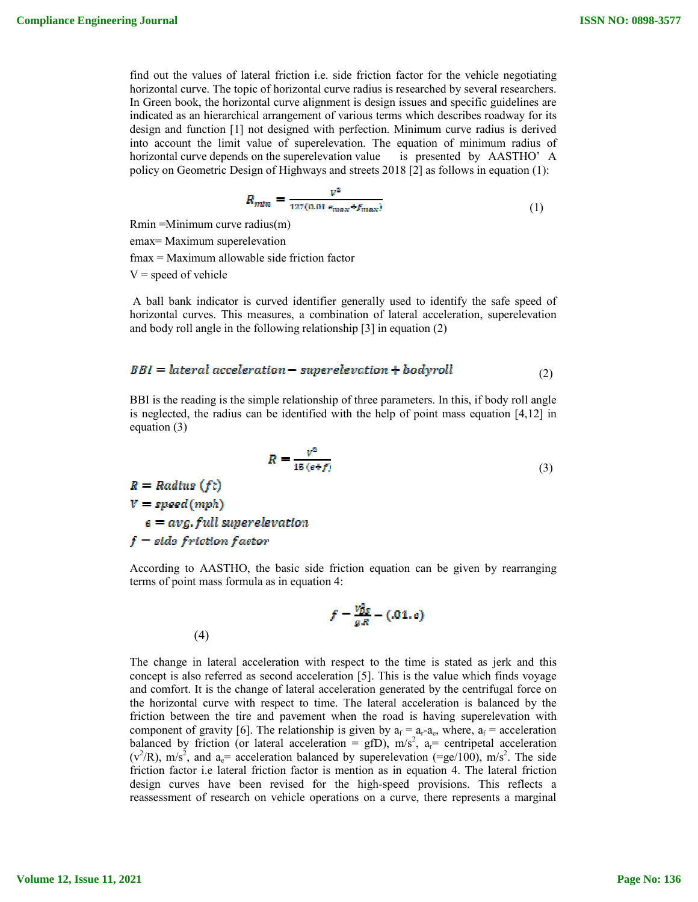find out the values of lateral friction i.e. side friction factor for the vehicle negotiating horizontal curve. The topic of horizontal curve radius is researched by several researchers. In Green book, the horizontal curve alignment is design issues and specific guidelines are indicated as an hierarchical arrangement of various terms which describes roadway for its design and function [1] not designed with perfection. Minimum curve radius is derived into account the limit value of superelevation. The equation of minimum radius of horizontal curve depends on the superelevation value is presented by AASTHO' A policy on Geometric Design of Highways and streets 2018 [2] as follows in equation (1):

$$R_{min} = \frac{V^2}{127(0.01\, e_{max} + f_{max})} \tag{1}$$

Rmin =Minimum curve radius(m)

emax= Maximum superelevation

fmax = Maximum allowable side friction factor

V = speed of vehicle

A ball bank indicator is curved identifier generally used to identify the safe speed of horizontal curves. This measures, a combination of lateral acceleration, superelevation and body roll angle in the following relationship [3] in equation (2)

$$BBI = lateral\ acceleration - superelevation + bodyroll \tag{2}$$

BBI is the reading is the simple relationship of three parameters. In this, if body roll angle is neglected, the radius can be identified with the help of point mass equation [4,12] in equation (3)

$$R = \frac{V^2}{15\,(e+f)} \tag{3}$$

$R = Radius\ (ft)$

$V = speed\ (mph)$

$e = avg.\ full\ superelevation$

$f - side\ friction\ factor$

According to AASTHO, the basic side friction equation can be given by rearranging terms of point mass formula as in equation 4:

$$f - \frac{V_{85}^2}{g.R} - (.01.e) \tag{4}$$

The change in lateral acceleration with respect to the time is stated as jerk and this concept is also referred as second acceleration [5]. This is the value which finds voyage and comfort. It is the change of lateral acceleration generated by the centrifugal force on the horizontal curve with respect to time. The lateral acceleration is balanced by the friction between the tire and pavement when the road is having superelevation with component of gravity [6]. The relationship is given by $a_f = a_r - a_e$, where, $a_f$ = acceleration balanced by friction (or lateral acceleration = gfD), $m/s^2$, $a_r$= centripetal acceleration ($v^2/R$), $m/s^2$, and $a_e$= acceleration balanced by superelevation (=ge/100), $m/s^2$. The side friction factor i.e lateral friction factor is mention as in equation 4. The lateral friction design curves have been revised for the high-speed provisions. This reflects a reassessment of research on vehicle operations on a curve, there represents a marginal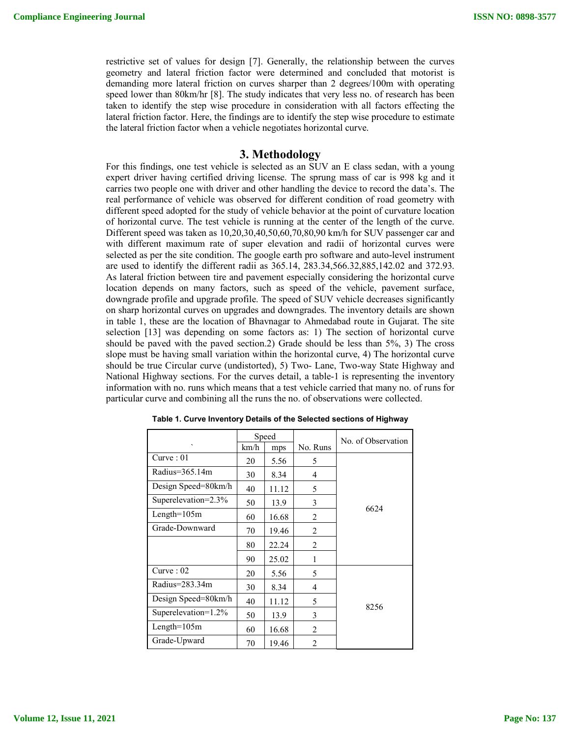restrictive set of values for design [7]. Generally, the relationship between the curves geometry and lateral friction factor were determined and concluded that motorist is demanding more lateral friction on curves sharper than 2 degrees/100m with operating speed lower than 80km/hr [8]. The study indicates that very less no. of research has been taken to identify the step wise procedure in consideration with all factors effecting the lateral friction factor. Here, the findings are to identify the step wise procedure to estimate the lateral friction factor when a vehicle negotiates horizontal curve.

## 3. Methodology

For this findings, one test vehicle is selected as an SUV an E class sedan, with a young expert driver having certified driving license. The sprung mass of car is 998 kg and it carries two people one with driver and other handling the device to record the data's. The real performance of vehicle was observed for different condition of road geometry with different speed adopted for the study of vehicle behavior at the point of curvature location of horizontal curve. The test vehicle is running at the center of the length of the curve. Different speed was taken as 10,20,30,40,50,60,70,80,90 km/h for SUV passenger car and with different maximum rate of super elevation and radii of horizontal curves were selected as per the site condition. The google earth pro software and auto-level instrument are used to identify the different radii as 365.14, 283.34,566.32,885,142.02 and 372.93. As lateral friction between tire and pavement especially considering the horizontal curve location depends on many factors, such as speed of the vehicle, pavement surface, downgrade profile and upgrade profile. The speed of SUV vehicle decreases significantly on sharp horizontal curves on upgrades and downgrades. The inventory details are shown in table 1, these are the location of Bhavnagar to Ahmedabad route in Gujarat. The site selection [13] was depending on some factors as: 1) The section of horizontal curve should be paved with the paved section.2) Grade should be less than 5%, 3) The cross slope must be having small variation within the horizontal curve, 4) The horizontal curve should be true Circular curve (undistorted), 5) Two- Lane, Two-way State Highway and National Highway sections. For the curves detail, a table-1 is representing the inventory information with no. runs which means that a test vehicle carried that many no. of runs for particular curve and combining all the runs the no. of observations were collected.

**Table 1. Curve Inventory Details of the Selected sections of Highway**

| ` | Speed | | No. Runs | No. of Observation |
|---|---|---|---|---|
| | km/h | mps | | |
| Curve : 01 | 20 | 5.56 | 5 | 6624 |
| Radius=365.14m | 30 | 8.34 | 4 | |
| Design Speed=80km/h | 40 | 11.12 | 5 | |
| Superelevation=2.3% | 50 | 13.9 | 3 | |
| Length=105m | 60 | 16.68 | 2 | |
| Grade-Downward | 70 | 19.46 | 2 | |
| | 80 | 22.24 | 2 | |
| | 90 | 25.02 | 1 | |
| Curve : 02 | 20 | 5.56 | 5 | 8256 |
| Radius=283.34m | 30 | 8.34 | 4 | |
| Design Speed=80km/h | 40 | 11.12 | 5 | |
| Superelevation=1.2% | 50 | 13.9 | 3 | |
| Length=105m | 60 | 16.68 | 2 | |
| Grade-Upward | 70 | 19.46 | 2 | |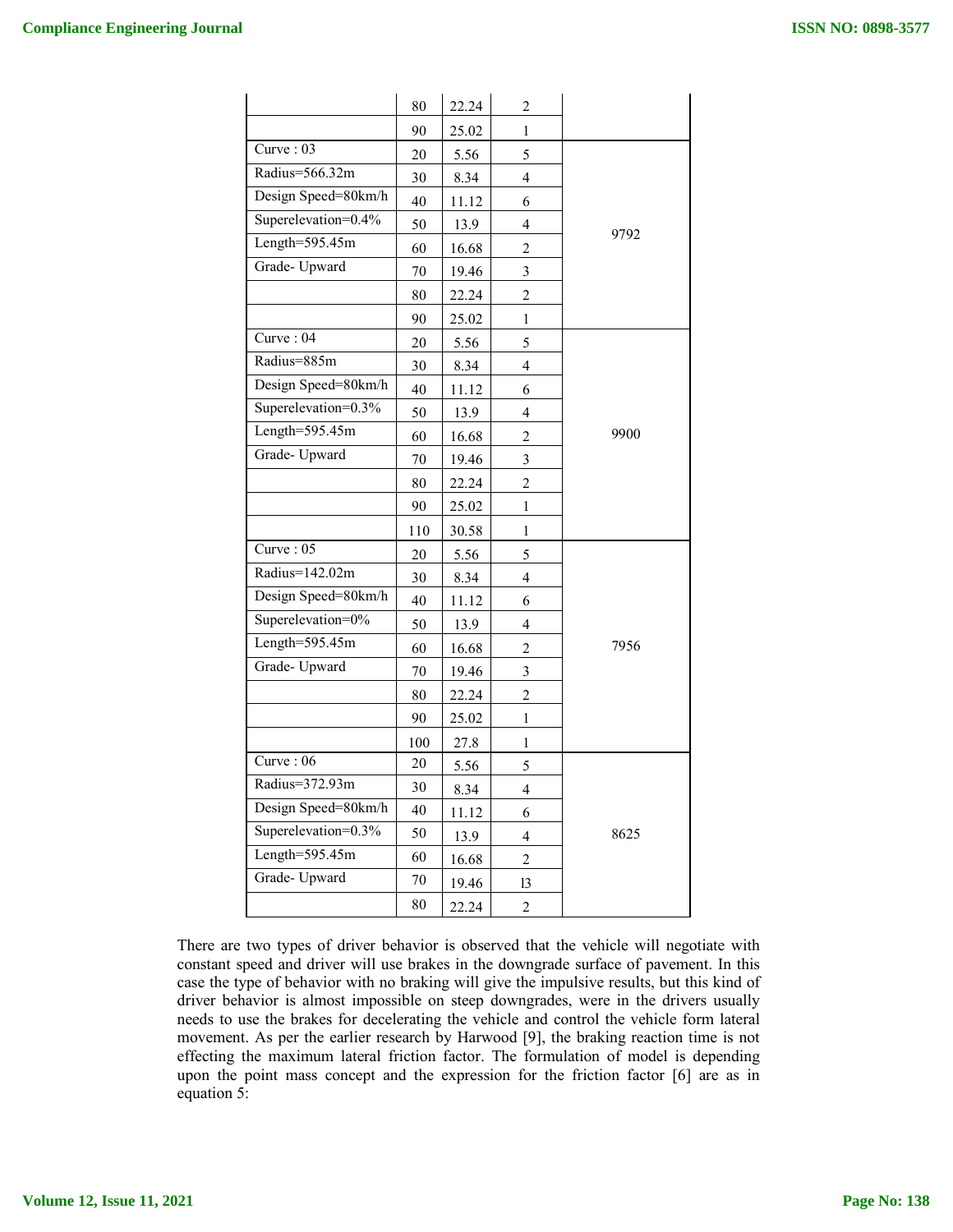| | | | | |
|---|---|---|---|---|
| | 80 | 22.24 | 2 | |
| | 90 | 25.02 | 1 | |
| Curve : 03 | 20 | 5.56 | 5 | 9792 |
| Radius=566.32m | 30 | 8.34 | 4 | |
| Design Speed=80km/h | 40 | 11.12 | 6 | |
| Superelevation=0.4% | 50 | 13.9 | 4 | |
| Length=595.45m | 60 | 16.68 | 2 | |
| Grade- Upward | 70 | 19.46 | 3 | |
| | 80 | 22.24 | 2 | |
| | 90 | 25.02 | 1 | |
| Curve : 04 | 20 | 5.56 | 5 | 9900 |
| Radius=885m | 30 | 8.34 | 4 | |
| Design Speed=80km/h | 40 | 11.12 | 6 | |
| Superelevation=0.3% | 50 | 13.9 | 4 | |
| Length=595.45m | 60 | 16.68 | 2 | |
| Grade- Upward | 70 | 19.46 | 3 | |
| | 80 | 22.24 | 2 | |
| | 90 | 25.02 | 1 | |
| | 110 | 30.58 | 1 | |
| Curve : 05 | 20 | 5.56 | 5 | 7956 |
| Radius=142.02m | 30 | 8.34 | 4 | |
| Design Speed=80km/h | 40 | 11.12 | 6 | |
| Superelevation=0% | 50 | 13.9 | 4 | |
| Length=595.45m | 60 | 16.68 | 2 | |
| Grade- Upward | 70 | 19.46 | 3 | |
| | 80 | 22.24 | 2 | |
| | 90 | 25.02 | 1 | |
| | 100 | 27.8 | 1 | |
| Curve : 06 | 20 | 5.56 | 5 | 8625 |
| Radius=372.93m | 30 | 8.34 | 4 | |
| Design Speed=80km/h | 40 | 11.12 | 6 | |
| Superelevation=0.3% | 50 | 13.9 | 4 | |
| Length=595.45m | 60 | 16.68 | 2 | |
| Grade- Upward | 70 | 19.46 | 13 | |
| | 80 | 22.24 | 2 | |

There are two types of driver behavior is observed that the vehicle will negotiate with constant speed and driver will use brakes in the downgrade surface of pavement. In this case the type of behavior with no braking will give the impulsive results, but this kind of driver behavior is almost impossible on steep downgrades, were in the drivers usually needs to use the brakes for decelerating the vehicle and control the vehicle form lateral movement. As per the earlier research by Harwood [9], the braking reaction time is not effecting the maximum lateral friction factor. The formulation of model is depending upon the point mass concept and the expression for the friction factor [6] are as in equation 5: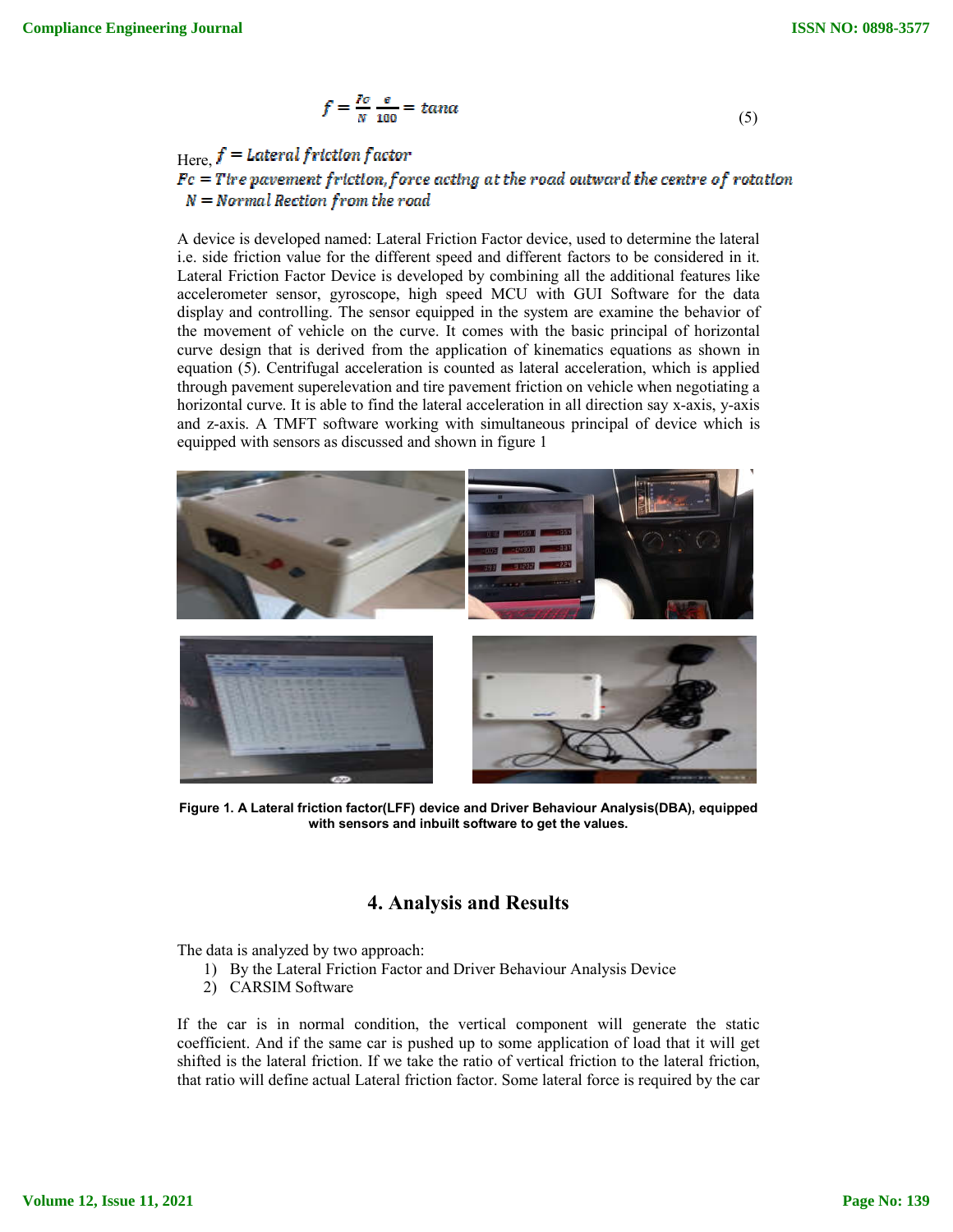$$f = \frac{Fc}{N}\frac{e}{100} = \tan a \tag{5}$$

Here, $f = Lateral\ friction\ factor$
$Fc = Tire\ pavement\ friction, force\ acting\ at\ the\ road\ outward\ the\ centre\ of\ rotation$
$N = Normal\ Rection\ from\ the\ road$

A device is developed named: Lateral Friction Factor device, used to determine the lateral i.e. side friction value for the different speed and different factors to be considered in it. Lateral Friction Factor Device is developed by combining all the additional features like accelerometer sensor, gyroscope, high speed MCU with GUI Software for the data display and controlling. The sensor equipped in the system are examine the behavior of the movement of vehicle on the curve. It comes with the basic principal of horizontal curve design that is derived from the application of kinematics equations as shown in equation (5). Centrifugal acceleration is counted as lateral acceleration, which is applied through pavement superelevation and tire pavement friction on vehicle when negotiating a horizontal curve. It is able to find the lateral acceleration in all direction say x-axis, y-axis and z-axis. A TMFT software working with simultaneous principal of device which is equipped with sensors as discussed and shown in figure 1

**Figure 1. A Lateral friction factor(LFF) device and Driver Behaviour Analysis(DBA), equipped with sensors and inbuilt software to get the values.**

## 4. Analysis and Results

The data is analyzed by two approach:

1) By the Lateral Friction Factor and Driver Behaviour Analysis Device
2) CARSIM Software

If the car is in normal condition, the vertical component will generate the static coefficient. And if the same car is pushed up to some application of load that it will get shifted is the lateral friction. If we take the ratio of vertical friction to the lateral friction, that ratio will define actual Lateral friction factor. Some lateral force is required by the car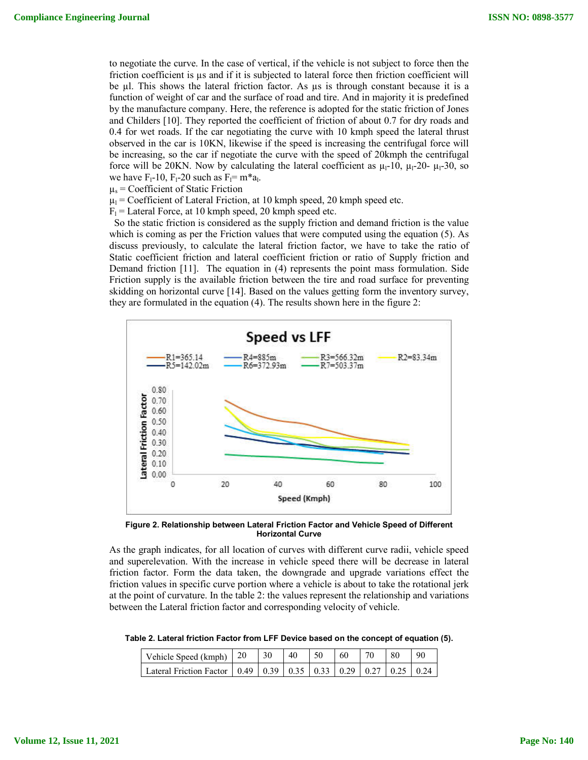to negotiate the curve. In the case of vertical, if the vehicle is not subject to force then the friction coefficient is μs and if it is subjected to lateral force then friction coefficient will be μl. This shows the lateral friction factor. As μs is through constant because it is a function of weight of car and the surface of road and tire. And in majority it is predefined by the manufacture company. Here, the reference is adopted for the static friction of Jones and Childers [10]. They reported the coefficient of friction of about 0.7 for dry roads and 0.4 for wet roads. If the car negotiating the curve with 10 kmph speed the lateral thrust observed in the car is 10KN, likewise if the speed is increasing the centrifugal force will be increasing, so the car if negotiate the curve with the speed of 20kmph the centrifugal force will be 20KN. Now by calculating the lateral coefficient as $\mu_l$-10, $\mu_l$-20- $\mu_l$-30, so we have $F_l$-10, $F_l$-20 such as $F_l = m*a_l$.

$\mu_s$ = Coefficient of Static Friction

$\mu_l$ = Coefficient of Lateral Friction, at 10 kmph speed, 20 kmph speed etc.

$F_l$ = Lateral Force, at 10 kmph speed, 20 kmph speed etc.

So the static friction is considered as the supply friction and demand friction is the value which is coming as per the Friction values that were computed using the equation (5). As discuss previously, to calculate the lateral friction factor, we have to take the ratio of Static coefficient friction and lateral coefficient friction or ratio of Supply friction and Demand friction [11]. The equation in (4) represents the point mass formulation. Side Friction supply is the available friction between the tire and road surface for preventing skidding on horizontal curve [14]. Based on the values getting form the inventory survey, they are formulated in the equation (4). The results shown here in the figure 2:

**Figure 2. Relationship between Lateral Friction Factor and Vehicle Speed of Different Horizontal Curve**

As the graph indicates, for all location of curves with different curve radii, vehicle speed and superelevation. With the increase in vehicle speed there will be decrease in lateral friction factor. Form the data taken, the downgrade and upgrade variations effect the friction values in specific curve portion where a vehicle is about to take the rotational jerk at the point of curvature. In the table 2: the values represent the relationship and variations between the Lateral friction factor and corresponding velocity of vehicle.

**Table 2. Lateral friction Factor from LFF Device based on the concept of equation (5).**

| Vehicle Speed (kmph) | 20 | 30 | 40 | 50 | 60 | 70 | 80 | 90 |
|---|---|---|---|---|---|---|---|---|
| Lateral Friction Factor | 0.49 | 0.39 | 0.35 | 0.33 | 0.29 | 0.27 | 0.25 | 0.24 |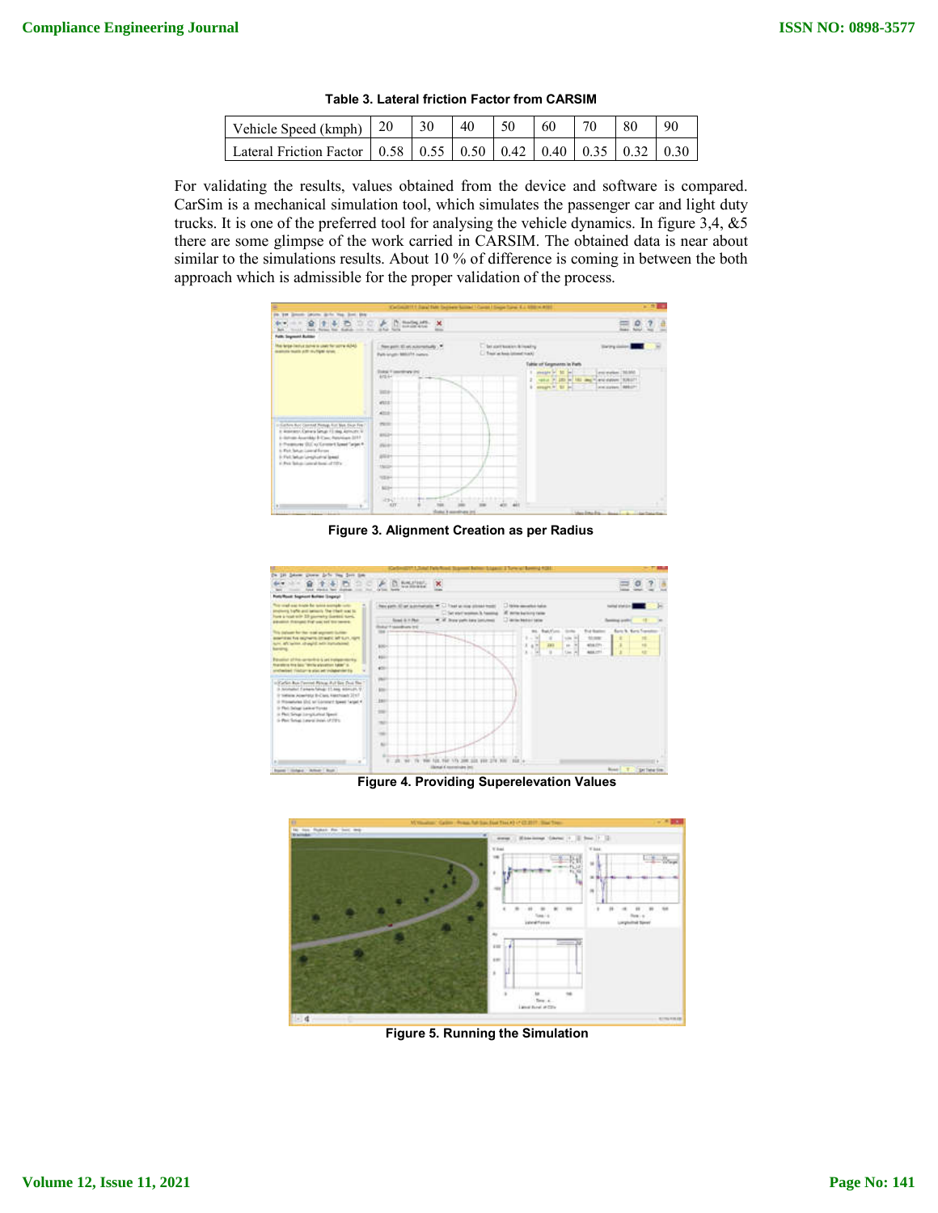**Table 3. Lateral friction Factor from CARSIM**

| Vehicle Speed (kmph) | 20 | 30 | 40 | 50 | 60 | 70 | 80 | 90 |
|---|---|---|---|---|---|---|---|---|
| Lateral Friction Factor | 0.58 | 0.55 | 0.50 | 0.42 | 0.40 | 0.35 | 0.32 | 0.30 |

For validating the results, values obtained from the device and software is compared. CarSim is a mechanical simulation tool, which simulates the passenger car and light duty trucks. It is one of the preferred tool for analysing the vehicle dynamics. In figure 3,4, &5 there are some glimpse of the work carried in CARSIM. The obtained data is near about similar to the simulations results. About 10 % of difference is coming in between the both approach which is admissible for the proper validation of the process.

**Figure 3. Alignment Creation as per Radius**

**Figure 4. Providing Superelevation Values**

**Figure 5. Running the Simulation**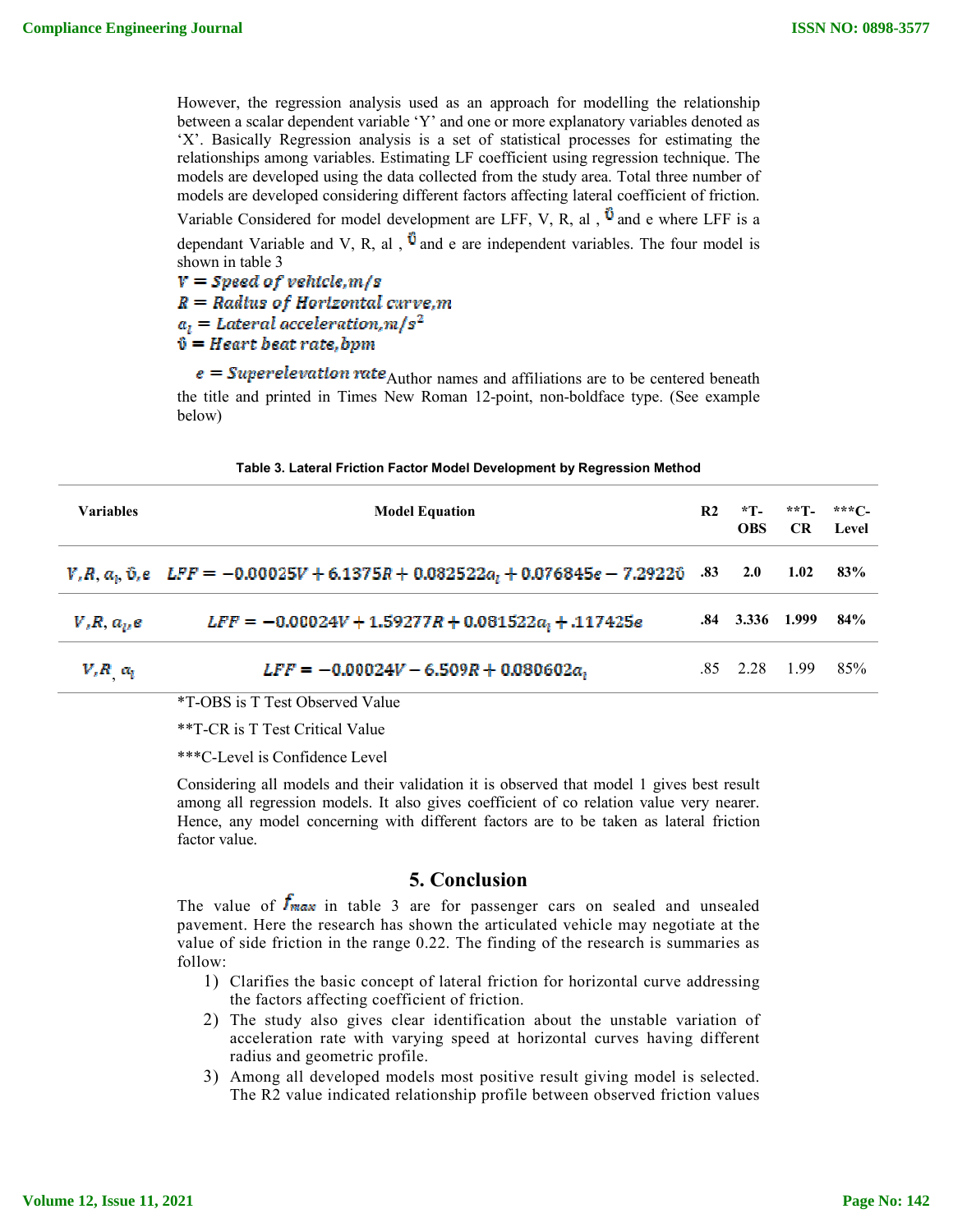However, the regression analysis used as an approach for modelling the relationship between a scalar dependent variable 'Y' and one or more explanatory variables denoted as 'X'. Basically Regression analysis is a set of statistical processes for estimating the relationships among variables. Estimating LF coefficient using regression technique. The models are developed using the data collected from the study area. Total three number of models are developed considering different factors affecting lateral coefficient of friction. Variable Considered for model development are LFF, V, R, al , $\hat{\upsilon}$ and e where LFF is a dependant Variable and V, R, al , $\hat{\upsilon}$ and e are independent variables. The four model is shown in table 3

$V = Speed\ of\ vehicle, m/s$

$R = Radius\ of\ Horizontal\ curve, m$

$a_l = Lateral\ acceleration, m/s^2$

$\hat{\upsilon} = Heart\ beat\ rate, bpm$

$e = Superelevation\ rate$ Author names and affiliations are to be centered beneath the title and printed in Times New Roman 12-point, non-boldface type. (See example below)

**Table 3. Lateral Friction Factor Model Development by Regression Method**

| Variables | Model Equation | R2 | *T-OBS | **T-CR | ***C-Level |
|---|---|---|---|---|---|
| $V, R, a_l, \hat{\upsilon}, e$ | $LFF = -0.00025V + 6.1375R + 0.082522a_l + 0.076845e - 7.29220$ | .83 | 2.0 | 1.02 | 83% |
| $V, R, a_l, e$ | $LFF = -0.00024V + 1.59277R + 0.081522a_l + .117425e$ | .84 | 3.336 | 1.999 | 84% |
| $V, R, a_l$ | $LFF = -0.00024V - 6.509R + 0.080602a_l$ | .85 | 2.28 | 1.99 | 85% |

*T-OBS is T Test Observed Value

**T-CR is T Test Critical Value

***C-Level is Confidence Level

Considering all models and their validation it is observed that model 1 gives best result among all regression models. It also gives coefficient of co relation value very nearer. Hence, any model concerning with different factors are to be taken as lateral friction factor value.

## 5. Conclusion

The value of $f_{max}$ in table 3 are for passenger cars on sealed and unsealed pavement. Here the research has shown the articulated vehicle may negotiate at the value of side friction in the range 0.22. The finding of the research is summaries as follow:

1) Clarifies the basic concept of lateral friction for horizontal curve addressing the factors affecting coefficient of friction.
2) The study also gives clear identification about the unstable variation of acceleration rate with varying speed at horizontal curves having different radius and geometric profile.
3) Among all developed models most positive result giving model is selected. The R2 value indicated relationship profile between observed friction values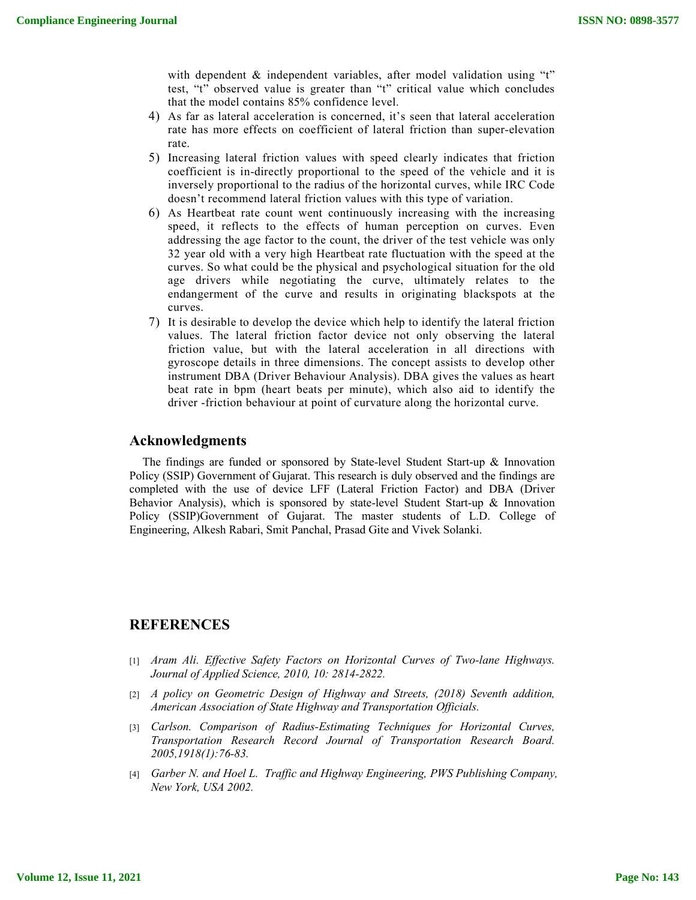with dependent & independent variables, after model validation using "t" test, "t" observed value is greater than "t" critical value which concludes that the model contains 85% confidence level.

4) As far as lateral acceleration is concerned, it's seen that lateral acceleration rate has more effects on coefficient of lateral friction than super-elevation rate.
5) Increasing lateral friction values with speed clearly indicates that friction coefficient is in-directly proportional to the speed of the vehicle and it is inversely proportional to the radius of the horizontal curves, while IRC Code doesn't recommend lateral friction values with this type of variation.
6) As Heartbeat rate count went continuously increasing with the increasing speed, it reflects to the effects of human perception on curves. Even addressing the age factor to the count, the driver of the test vehicle was only 32 year old with a very high Heartbeat rate fluctuation with the speed at the curves. So what could be the physical and psychological situation for the old age drivers while negotiating the curve, ultimately relates to the endangerment of the curve and results in originating blackspots at the curves.
7) It is desirable to develop the device which help to identify the lateral friction values. The lateral friction factor device not only observing the lateral friction value, but with the lateral acceleration in all directions with gyroscope details in three dimensions. The concept assists to develop other instrument DBA (Driver Behaviour Analysis). DBA gives the values as heart beat rate in bpm (heart beats per minute), which also aid to identify the driver -friction behaviour at point of curvature along the horizontal curve.

## Acknowledgments

The findings are funded or sponsored by State-level Student Start-up & Innovation Policy (SSIP) Government of Gujarat. This research is duly observed and the findings are completed with the use of device LFF (Lateral Friction Factor) and DBA (Driver Behavior Analysis), which is sponsored by state-level Student Start-up & Innovation Policy (SSIP)Government of Gujarat. The master students of L.D. College of Engineering, Alkesh Rabari, Smit Panchal, Prasad Gite and Vivek Solanki.

## REFERENCES

[1] *Aram Ali. Effective Safety Factors on Horizontal Curves of Two-lane Highways. Journal of Applied Science, 2010, 10: 2814-2822.*

[2] *A policy on Geometric Design of Highway and Streets, (2018) Seventh addition, American Association of State Highway and Transportation Officials.*

[3] *Carlson. Comparison of Radius-Estimating Techniques for Horizontal Curves, Transportation Research Record Journal of Transportation Research Board. 2005,1918(1):76-83.*

[4] *Garber N. and Hoel L. Traffic and Highway Engineering, PWS Publishing Company, New York, USA 2002.*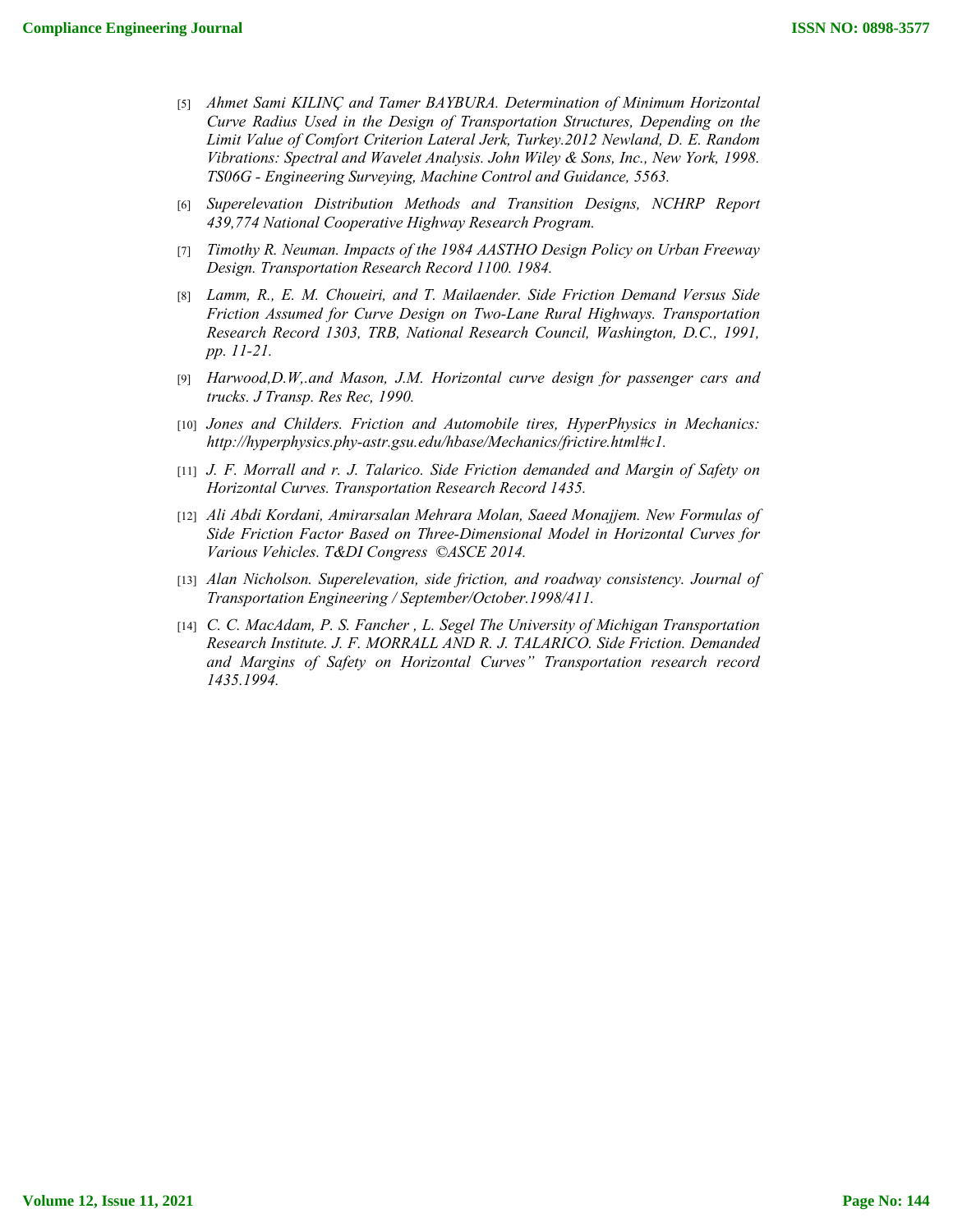[5] *Ahmet Sami KILINÇ and Tamer BAYBURA. Determination of Minimum Horizontal Curve Radius Used in the Design of Transportation Structures, Depending on the Limit Value of Comfort Criterion Lateral Jerk, Turkey.2012 Newland, D. E. Random Vibrations: Spectral and Wavelet Analysis. John Wiley & Sons, Inc., New York, 1998. TS06G - Engineering Surveying, Machine Control and Guidance, 5563.*

[6] *Superelevation Distribution Methods and Transition Designs, NCHRP Report 439,774 National Cooperative Highway Research Program.*

[7] *Timothy R. Neuman. Impacts of the 1984 AASTHO Design Policy on Urban Freeway Design. Transportation Research Record 1100. 1984.*

[8] *Lamm, R., E. M. Choueiri, and T. Mailaender. Side Friction Demand Versus Side Friction Assumed for Curve Design on Two-Lane Rural Highways. Transportation Research Record 1303, TRB, National Research Council, Washington, D.C., 1991, pp. 11-21.*

[9] *Harwood,D.W,.and Mason, J.M. Horizontal curve design for passenger cars and trucks. J Transp. Res Rec, 1990.*

[10] *Jones and Childers. Friction and Automobile tires, HyperPhysics in Mechanics: http://hyperphysics.phy-astr.gsu.edu/hbase/Mechanics/frictire.html#c1.*

[11] *J. F. Morrall and r. J. Talarico. Side Friction demanded and Margin of Safety on Horizontal Curves. Transportation Research Record 1435.*

[12] *Ali Abdi Kordani, Amirarsalan Mehrara Molan, Saeed Monajjem. New Formulas of Side Friction Factor Based on Three-Dimensional Model in Horizontal Curves for Various Vehicles. T&DI Congress ©ASCE 2014.*

[13] *Alan Nicholson. Superelevation, side friction, and roadway consistency. Journal of Transportation Engineering / September/October.1998/411.*

[14] *C. C. MacAdam, P. S. Fancher , L. Segel The University of Michigan Transportation Research Institute. J. F. MORRALL AND R. J. TALARICO. Side Friction. Demanded and Margins of Safety on Horizontal Curves" Transportation research record 1435.1994.*